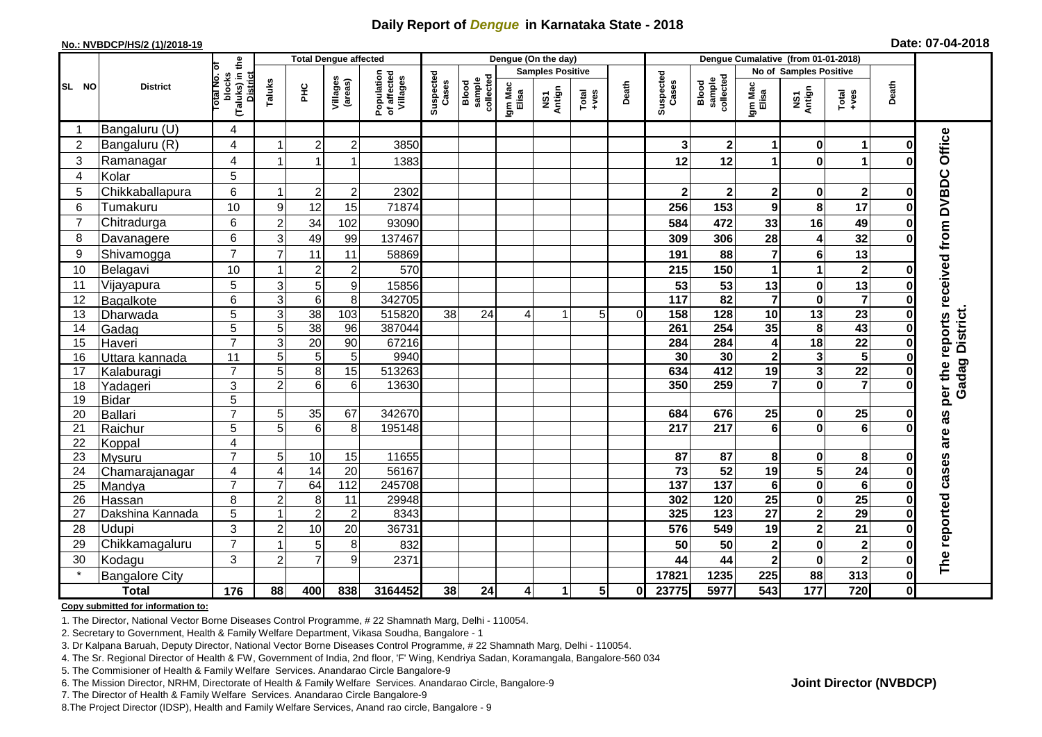# Daily Report of *Dengue* in Karnataka State - 2018

**No.: NVBDCP/HS/2 (1)/2018-19**

**Date: 07-04-2018**

| SL NO | District | Total No. of blocks (Taluks) in the District | Total Dengue affected | | | | Dengue (On the day) | | | | | | | Dengue Cumalative (from 01-01-2018) | | | | | | | |
|---|---|---|---|---|---|---|---|---|---|---|---|---|---|---|---|---|---|---|---|---|
| | | | Taluks | PHC | Villages (areas) | Population of affected Villages | Suspected Cases | Blood sample collected | Samples Positive | | | Death | Suspected Cases | Blood sample collected | No of Samples Positive | | | Death | |
| | | | | | | | | | Igm Mac Elisa | NS1 Antign | Total +ves | | | | Igm Mac Elisa | NS1 Antign | Total +ves | | |
| 1 | Bangaluru (U) | 4 | | | | | | | | | | | | | | | | | The reported cases are as per the reports received from DVBDC Office Gadag District. |
| 2 | Bangaluru (R) | 4 | 1 | 2 | 2 | 3850 | | | | | | | 3 | 2 | 1 | 0 | 1 | 0 | |
| 3 | Ramanagar | 4 | 1 | 1 | 1 | 1383 | | | | | | | 12 | 12 | 1 | 0 | 1 | 0 | |
| 4 | Kolar | 5 | | | | | | | | | | | | | | | | | |
| 5 | Chikkaballapura | 6 | 1 | 2 | 2 | 2302 | | | | | | | 2 | 2 | 2 | 0 | 2 | 0 | |
| 6 | Tumakuru | 10 | 9 | 12 | 15 | 71874 | | | | | | | 256 | 153 | 9 | 8 | 17 | 0 | |
| 7 | Chitradurga | 6 | 2 | 34 | 102 | 93090 | | | | | | | 584 | 472 | 33 | 16 | 49 | 0 | |
| 8 | Davanagere | 6 | 3 | 49 | 99 | 137467 | | | | | | | 309 | 306 | 28 | 4 | 32 | 0 | |
| 9 | Shivamogga | 7 | 7 | 11 | 11 | 58869 | | | | | | | 191 | 88 | 7 | 6 | 13 | | |
| 10 | Belagavi | 10 | 1 | 2 | 2 | 570 | | | | | | | 215 | 150 | 1 | 1 | 2 | 0 | |
| 11 | Vijayapura | 5 | 3 | 5 | 9 | 15856 | | | | | | | 53 | 53 | 13 | 0 | 13 | 0 | |
| 12 | Bagalkote | 6 | 3 | 6 | 8 | 342705 | | | | | | | 117 | 82 | 7 | 0 | 7 | 0 | |
| 13 | Dharwada | 5 | 3 | 38 | 103 | 515820 | 38 | 24 | 4 | 1 | 5 | 0 | 158 | 128 | 10 | 13 | 23 | 0 | |
| 14 | Gadag | 5 | 5 | 38 | 96 | 387044 | | | | | | | 261 | 254 | 35 | 8 | 43 | 0 | |
| 15 | Haveri | 7 | 3 | 20 | 90 | 67216 | | | | | | | 284 | 284 | 4 | 18 | 22 | 0 | |
| 16 | Uttara kannada | 11 | 5 | 5 | 5 | 9940 | | | | | | | 30 | 30 | 2 | 3 | 5 | 0 | |
| 17 | Kalaburagi | 7 | 5 | 8 | 15 | 513263 | | | | | | | 634 | 412 | 19 | 3 | 22 | 0 | |
| 18 | Yadageri | 3 | 2 | 6 | 6 | 13630 | | | | | | | 350 | 259 | 7 | 0 | 7 | 0 | |
| 19 | Bidar | 5 | | | | | | | | | | | | | | | | | |
| 20 | Ballari | 7 | 5 | 35 | 67 | 342670 | | | | | | | 684 | 676 | 25 | 0 | 25 | 0 | |
| 21 | Raichur | 5 | 5 | 6 | 8 | 195148 | | | | | | | 217 | 217 | 6 | 0 | 6 | 0 | |
| 22 | Koppal | 4 | | | | | | | | | | | | | | | | | |
| 23 | Mysuru | 7 | 5 | 10 | 15 | 11655 | | | | | | | 87 | 87 | 8 | 0 | 8 | 0 | |
| 24 | Chamarajanagar | 4 | 4 | 14 | 20 | 56167 | | | | | | | 73 | 52 | 19 | 5 | 24 | 0 | |
| 25 | Mandya | 7 | 7 | 64 | 112 | 245708 | | | | | | | 137 | 137 | 6 | 0 | 6 | 0 | |
| 26 | Hassan | 8 | 2 | 8 | 11 | 29948 | | | | | | | 302 | 120 | 25 | 0 | 25 | 0 | |
| 27 | Dakshina Kannada | 5 | 1 | 2 | 2 | 8343 | | | | | | | 325 | 123 | 27 | 2 | 29 | 0 | |
| 28 | Udupi | 3 | 2 | 10 | 20 | 36731 | | | | | | | 576 | 549 | 19 | 2 | 21 | 0 | |
| 29 | Chikkamagaluru | 7 | 1 | 5 | 8 | 832 | | | | | | | 50 | 50 | 2 | 0 | 2 | 0 | |
| 30 | Kodagu | 3 | 2 | 7 | 9 | 2371 | | | | | | | 44 | 44 | 2 | 0 | 2 | 0 | |
| * | Bangalore City | | | | | | | | | | | | 17821 | 1235 | 225 | 88 | 313 | 0 | |
| | **Total** | **176** | **88** | **400** | **838** | **3164452** | **38** | **24** | **4** | **1** | **5** | **0** | **23775** | **5977** | **543** | **177** | **720** | **0** | |

**Copy submitted for information to:**

1. The Director, National Vector Borne Diseases Control Programme, # 22 Shamnath Marg, Delhi - 110054.
2. Secretary to Government, Health & Family Welfare Department, Vikasa Soudha, Bangalore - 1
3. Dr Kalpana Baruah, Deputy Director, National Vector Borne Diseases Control Programme, # 22 Shamnath Marg, Delhi - 110054.
4. The Sr. Regional Director of Health & FW, Government of India, 2nd floor, 'F' Wing, Kendriya Sadan, Koramangala, Bangalore-560 034
5. The Commisioner of Health & Family Welfare Services. Anandarao Circle Bangalore-9
6. The Mission Director, NRHM, Directorate of Health & Family Welfare Services. Anandarao Circle, Bangalore-9
7. The Director of Health & Family Welfare Services. Anandarao Circle Bangalore-9
8. The Project Director (IDSP), Health and Family Welfare Services, Anand rao circle, Bangalore - 9

**Joint Director (NVBDCP)**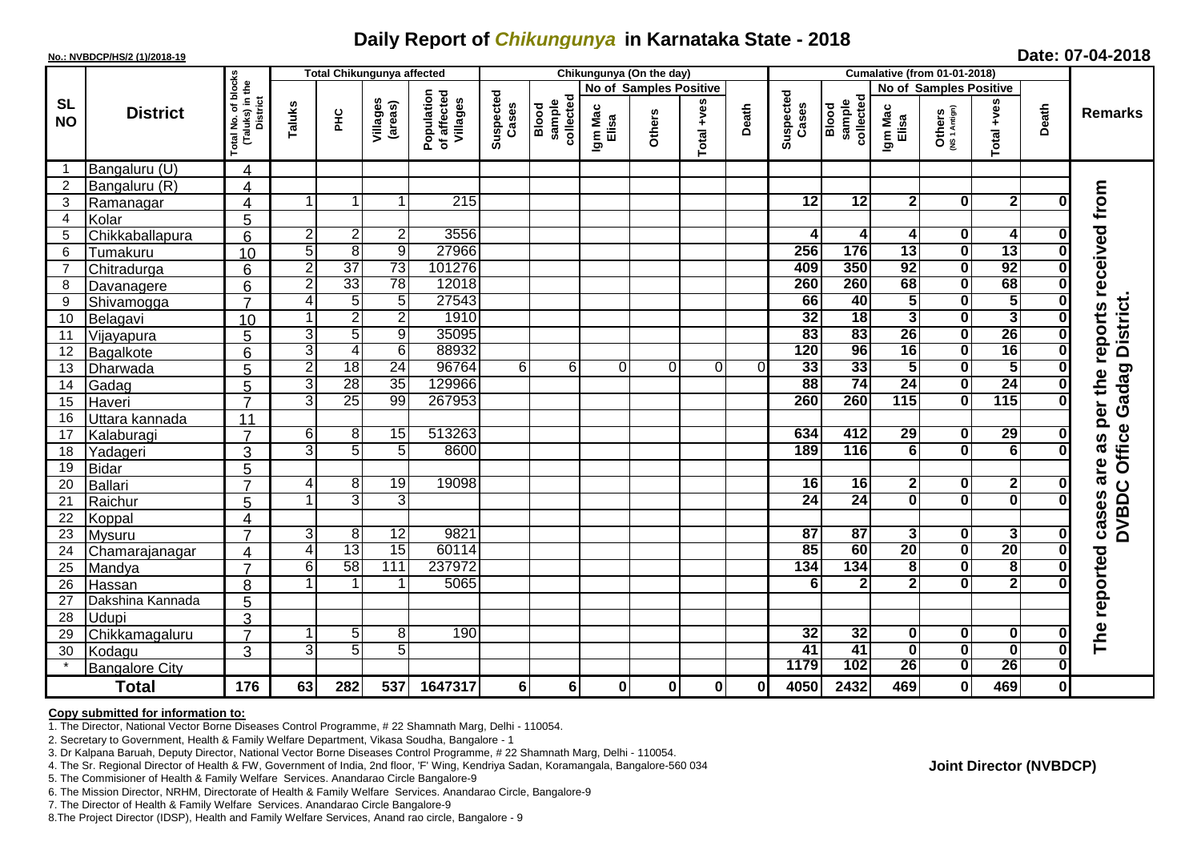# Daily Report of *Chikungunya* in Karnataka State - 2018

**No.: NVBDCP/HS/2 (1)/2018-19**

**Date: 07-04-2018**

| SL NO | District | Total No. of blocks (Taluks) in the District | Total Chikungunya affected | | | | Chikungunya (On the day) | | | | | | | Cumalative (from 01-01-2018) | | | | | | | Remarks |
|---|---|---|---|---|---|---|---|---|---|---|---|---|---|---|---|---|---|---|---|---|---|
| | | | | | | | | | No of Samples Positive | | | | | | | No of Samples Positive | | | | | |
| | | | Taluks | PHC | Villages (areas) | Population of affected Villages | Suspected Cases | Blood sample collected | Igm Mac Elisa | Others | Total +ves | Death | Suspected Cases | Blood sample collected | Igm Mac Elisa | Others (NS 1 Antign) | Total +ves | Death | |
| 1 | Bangaluru (U) | 4 | | | | | | | | | | | | | | | | | The reported cases are as per the reports received from DVBDC Office Gadag District. |
| 2 | Bangaluru (R) | 4 | | | | | | | | | | | | | | | | | |
| 3 | Ramanagar | 4 | 1 | 1 | 1 | 215 | | | | | | | 12 | 12 | 2 | 0 | 2 | 0 | |
| 4 | Kolar | 5 | | | | | | | | | | | | | | | | | |
| 5 | Chikkaballapura | 6 | 2 | 2 | 2 | 3556 | | | | | | | 4 | 4 | 4 | 0 | 4 | 0 | |
| 6 | Tumakuru | 10 | 5 | 8 | 9 | 27966 | | | | | | | 256 | 176 | 13 | 0 | 13 | 0 | |
| 7 | Chitradurga | 6 | 2 | 37 | 73 | 101276 | | | | | | | 409 | 350 | 92 | 0 | 92 | 0 | |
| 8 | Davanagere | 6 | 2 | 33 | 78 | 12018 | | | | | | | 260 | 260 | 68 | 0 | 68 | 0 | |
| 9 | Shivamogga | 7 | 4 | 5 | 5 | 27543 | | | | | | | 66 | 40 | 5 | 0 | 5 | 0 | |
| 10 | Belagavi | 10 | 1 | 2 | 2 | 1910 | | | | | | | 32 | 18 | 3 | 0 | 3 | 0 | |
| 11 | Vijayapura | 5 | 3 | 5 | 9 | 35095 | | | | | | | 83 | 83 | 26 | 0 | 26 | 0 | |
| 12 | Bagalkote | 6 | 3 | 4 | 6 | 88932 | | | | | | | 120 | 96 | 16 | 0 | 16 | 0 | |
| 13 | Dharwada | 5 | 2 | 18 | 24 | 96764 | 6 | 6 | 0 | 0 | 0 | 0 | 33 | 33 | 5 | 0 | 5 | 0 | |
| 14 | Gadag | 5 | 3 | 28 | 35 | 129966 | | | | | | | 88 | 74 | 24 | 0 | 24 | 0 | |
| 15 | Haveri | 7 | 3 | 25 | 99 | 267953 | | | | | | | 260 | 260 | 115 | 0 | 115 | 0 | |
| 16 | Uttara kannada | 11 | | | | | | | | | | | | | | | | | |
| 17 | Kalaburagi | 7 | 6 | 8 | 15 | 513263 | | | | | | | 634 | 412 | 29 | 0 | 29 | 0 | |
| 18 | Yadageri | 3 | 3 | 5 | 5 | 8600 | | | | | | | 189 | 116 | 6 | 0 | 6 | 0 | |
| 19 | Bidar | 5 | | | | | | | | | | | | | | | | | |
| 20 | Ballari | 7 | 4 | 8 | 19 | 19098 | | | | | | | 16 | 16 | 2 | 0 | 2 | 0 | |
| 21 | Raichur | 5 | 1 | 3 | 3 | | | | | | | | 24 | 24 | 0 | 0 | 0 | 0 | |
| 22 | Koppal | 4 | | | | | | | | | | | | | | | | | |
| 23 | Mysuru | 7 | 3 | 8 | 12 | 9821 | | | | | | | 87 | 87 | 3 | 0 | 3 | 0 | |
| 24 | Chamarajanagar | 4 | 4 | 13 | 15 | 60114 | | | | | | | 85 | 60 | 20 | 0 | 20 | 0 | |
| 25 | Mandya | 7 | 6 | 58 | 111 | 237972 | | | | | | | 134 | 134 | 8 | 0 | 8 | 0 | |
| 26 | Hassan | 8 | 1 | 1 | 1 | 5065 | | | | | | | 6 | 2 | 2 | 0 | 2 | 0 | |
| 27 | Dakshina Kannada | 5 | | | | | | | | | | | | | | | | | |
| 28 | Udupi | 3 | | | | | | | | | | | | | | | | | |
| 29 | Chikkamagaluru | 7 | 1 | 5 | 8 | 190 | | | | | | | 32 | 32 | 0 | 0 | 0 | 0 | |
| 30 | Kodagu | 3 | 3 | 5 | 5 | | | | | | | | 41 | 41 | 0 | 0 | 0 | 0 | |
| * | Bangalore City | | | | | | | | | | | | 1179 | 102 | 26 | 0 | 26 | 0 | |
| **Total** | | **176** | **63** | **282** | **537** | **1647317** | **6** | **6** | **0** | **0** | **0** | **0** | **4050** | **2432** | **469** | **0** | **469** | **0** | |

**Copy submitted for information to:**

1. The Director, National Vector Borne Diseases Control Programme, # 22 Shamnath Marg, Delhi - 110054.
2. Secretary to Government, Health & Family Welfare Department, Vikasa Soudha, Bangalore - 1
3. Dr Kalpana Baruah, Deputy Director, National Vector Borne Diseases Control Programme, # 22 Shamnath Marg, Delhi - 110054.
4. The Sr. Regional Director of Health & FW, Government of India, 2nd floor, 'F' Wing, Kendriya Sadan, Koramangala, Bangalore-560 034
5. The Commisioner of Health & Family Welfare Services. Anandarao Circle Bangalore-9
6. The Mission Director, NRHM, Directorate of Health & Family Welfare Services. Anandarao Circle, Bangalore-9
7. The Director of Health & Family Welfare Services. Anandarao Circle Bangalore-9
8. The Project Director (IDSP), Health and Family Welfare Services, Anand rao circle, Bangalore - 9

**Joint Director (NVBDCP)**